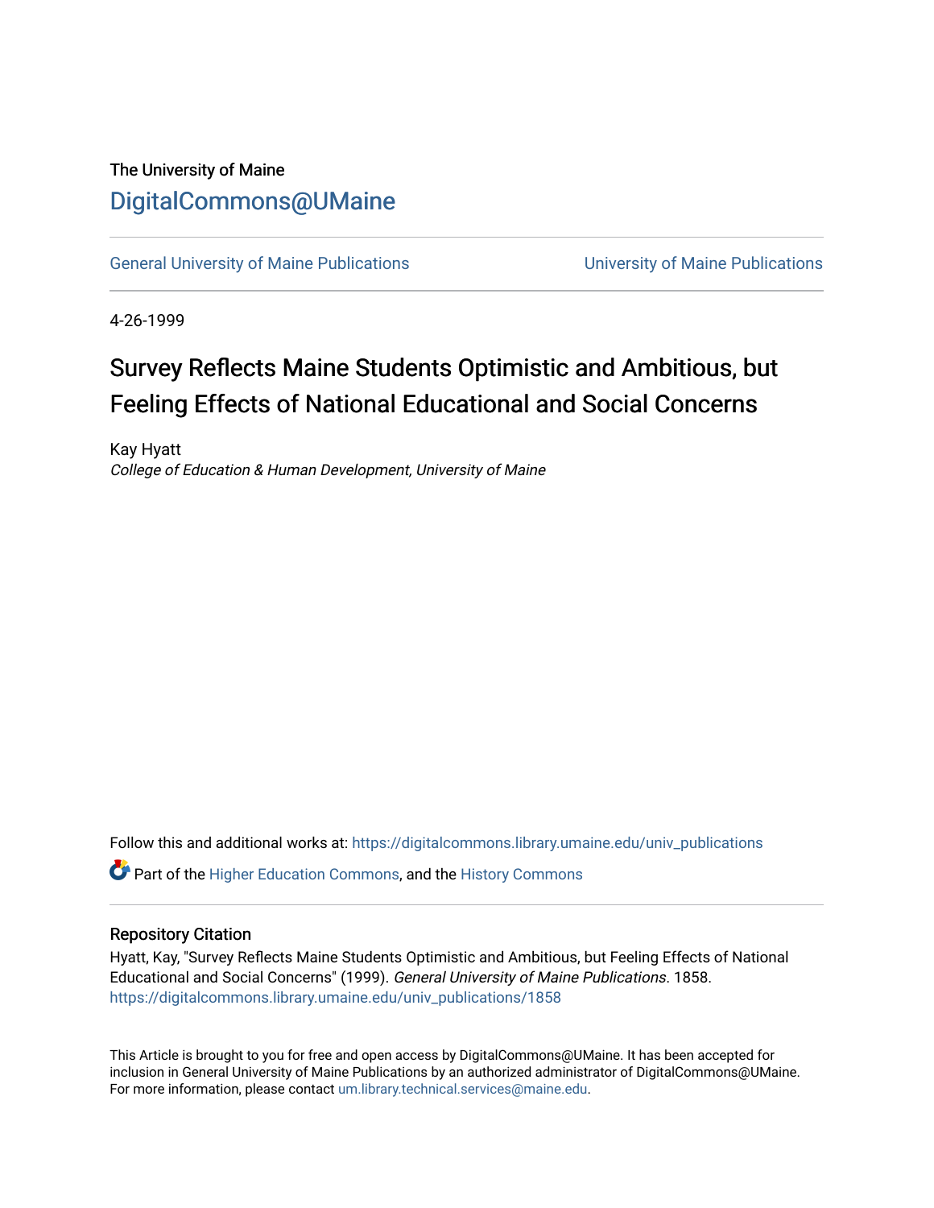The University of Maine

# DigitalCommons@UMaine

General University of Maine Publications | University of Maine Publications

4-26-1999

## Survey Reflects Maine Students Optimistic and Ambitious, but Feeling Effects of National Educational and Social Concerns

Kay Hyatt
*College of Education & Human Development, University of Maine*

Follow this and additional works at: https://digitalcommons.library.umaine.edu/univ_publications

Part of the Higher Education Commons, and the History Commons

### Repository Citation

Hyatt, Kay, "Survey Reflects Maine Students Optimistic and Ambitious, but Feeling Effects of National Educational and Social Concerns" (1999). *General University of Maine Publications*. 1858.
https://digitalcommons.library.umaine.edu/univ_publications/1858

This Article is brought to you for free and open access by DigitalCommons@UMaine. It has been accepted for inclusion in General University of Maine Publications by an authorized administrator of DigitalCommons@UMaine. For more information, please contact um.library.technical.services@maine.edu.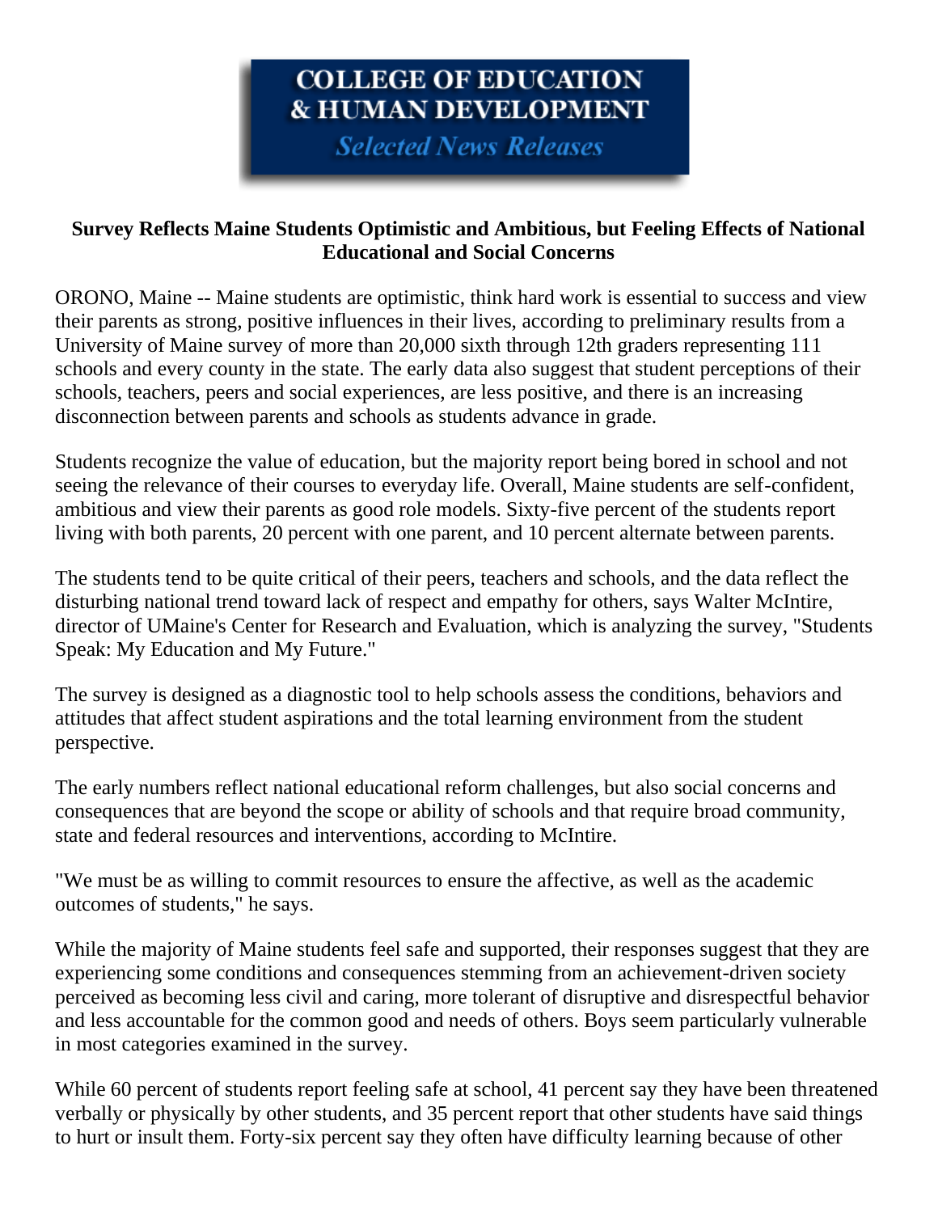**COLLEGE OF EDUCATION & HUMAN DEVELOPMENT**

***Selected News Releases***

**Survey Reflects Maine Students Optimistic and Ambitious, but Feeling Effects of National Educational and Social Concerns**

ORONO, Maine -- Maine students are optimistic, think hard work is essential to success and view their parents as strong, positive influences in their lives, according to preliminary results from a University of Maine survey of more than 20,000 sixth through 12th graders representing 111 schools and every county in the state. The early data also suggest that student perceptions of their schools, teachers, peers and social experiences, are less positive, and there is an increasing disconnection between parents and schools as students advance in grade.

Students recognize the value of education, but the majority report being bored in school and not seeing the relevance of their courses to everyday life. Overall, Maine students are self-confident, ambitious and view their parents as good role models. Sixty-five percent of the students report living with both parents, 20 percent with one parent, and 10 percent alternate between parents.

The students tend to be quite critical of their peers, teachers and schools, and the data reflect the disturbing national trend toward lack of respect and empathy for others, says Walter McIntire, director of UMaine's Center for Research and Evaluation, which is analyzing the survey, "Students Speak: My Education and My Future."

The survey is designed as a diagnostic tool to help schools assess the conditions, behaviors and attitudes that affect student aspirations and the total learning environment from the student perspective.

The early numbers reflect national educational reform challenges, but also social concerns and consequences that are beyond the scope or ability of schools and that require broad community, state and federal resources and interventions, according to McIntire.

"We must be as willing to commit resources to ensure the affective, as well as the academic outcomes of students," he says.

While the majority of Maine students feel safe and supported, their responses suggest that they are experiencing some conditions and consequences stemming from an achievement-driven society perceived as becoming less civil and caring, more tolerant of disruptive and disrespectful behavior and less accountable for the common good and needs of others. Boys seem particularly vulnerable in most categories examined in the survey.

While 60 percent of students report feeling safe at school, 41 percent say they have been threatened verbally or physically by other students, and 35 percent report that other students have said things to hurt or insult them. Forty-six percent say they often have difficulty learning because of other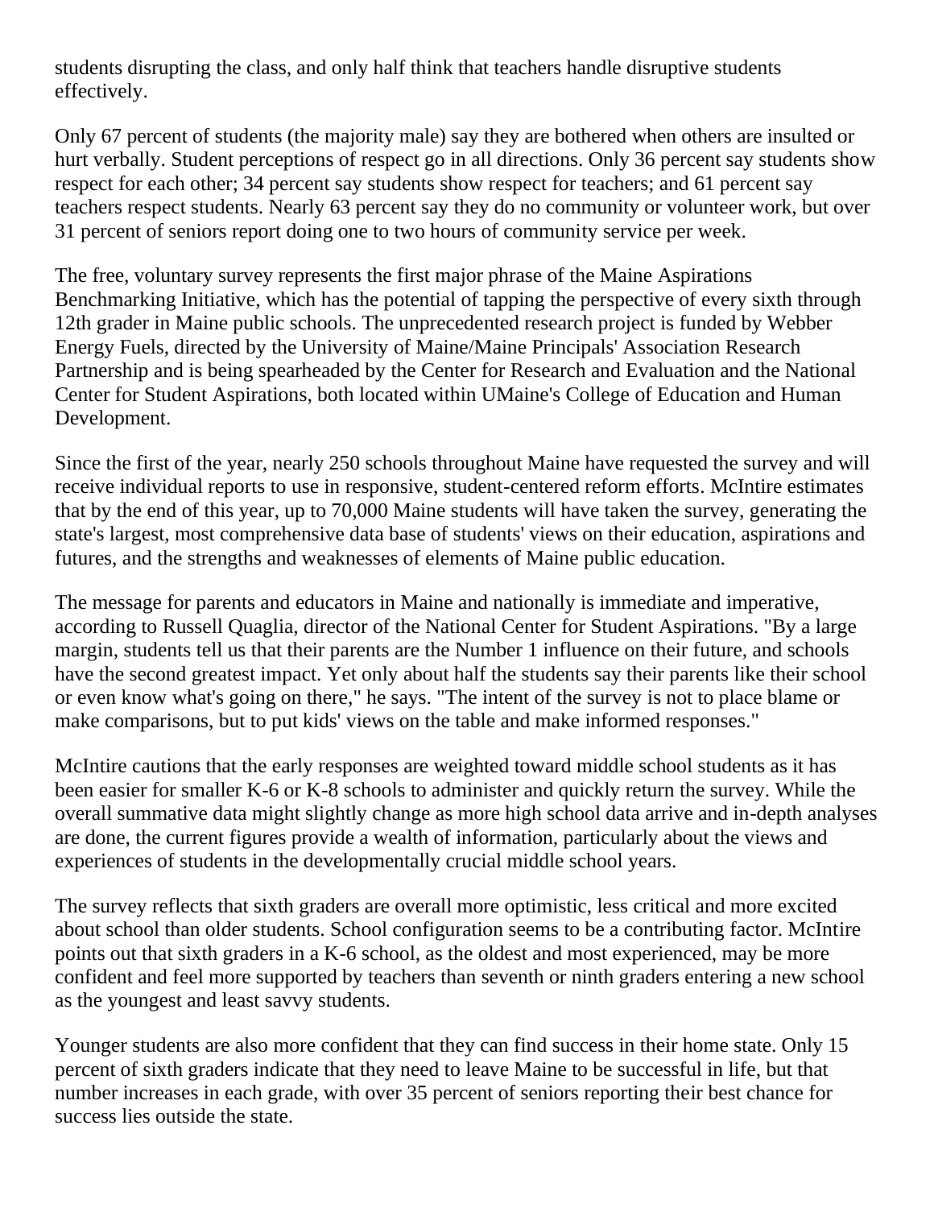students disrupting the class, and only half think that teachers handle disruptive students effectively.

Only 67 percent of students (the majority male) say they are bothered when others are insulted or hurt verbally. Student perceptions of respect go in all directions. Only 36 percent say students show respect for each other; 34 percent say students show respect for teachers; and 61 percent say teachers respect students. Nearly 63 percent say they do no community or volunteer work, but over 31 percent of seniors report doing one to two hours of community service per week.

The free, voluntary survey represents the first major phrase of the Maine Aspirations Benchmarking Initiative, which has the potential of tapping the perspective of every sixth through 12th grader in Maine public schools. The unprecedented research project is funded by Webber Energy Fuels, directed by the University of Maine/Maine Principals' Association Research Partnership and is being spearheaded by the Center for Research and Evaluation and the National Center for Student Aspirations, both located within UMaine's College of Education and Human Development.

Since the first of the year, nearly 250 schools throughout Maine have requested the survey and will receive individual reports to use in responsive, student-centered reform efforts. McIntire estimates that by the end of this year, up to 70,000 Maine students will have taken the survey, generating the state's largest, most comprehensive data base of students' views on their education, aspirations and futures, and the strengths and weaknesses of elements of Maine public education.

The message for parents and educators in Maine and nationally is immediate and imperative, according to Russell Quaglia, director of the National Center for Student Aspirations. "By a large margin, students tell us that their parents are the Number 1 influence on their future, and schools have the second greatest impact. Yet only about half the students say their parents like their school or even know what's going on there," he says. "The intent of the survey is not to place blame or make comparisons, but to put kids' views on the table and make informed responses."

McIntire cautions that the early responses are weighted toward middle school students as it has been easier for smaller K-6 or K-8 schools to administer and quickly return the survey. While the overall summative data might slightly change as more high school data arrive and in-depth analyses are done, the current figures provide a wealth of information, particularly about the views and experiences of students in the developmentally crucial middle school years.

The survey reflects that sixth graders are overall more optimistic, less critical and more excited about school than older students. School configuration seems to be a contributing factor. McIntire points out that sixth graders in a K-6 school, as the oldest and most experienced, may be more confident and feel more supported by teachers than seventh or ninth graders entering a new school as the youngest and least savvy students.

Younger students are also more confident that they can find success in their home state. Only 15 percent of sixth graders indicate that they need to leave Maine to be successful in life, but that number increases in each grade, with over 35 percent of seniors reporting their best chance for success lies outside the state.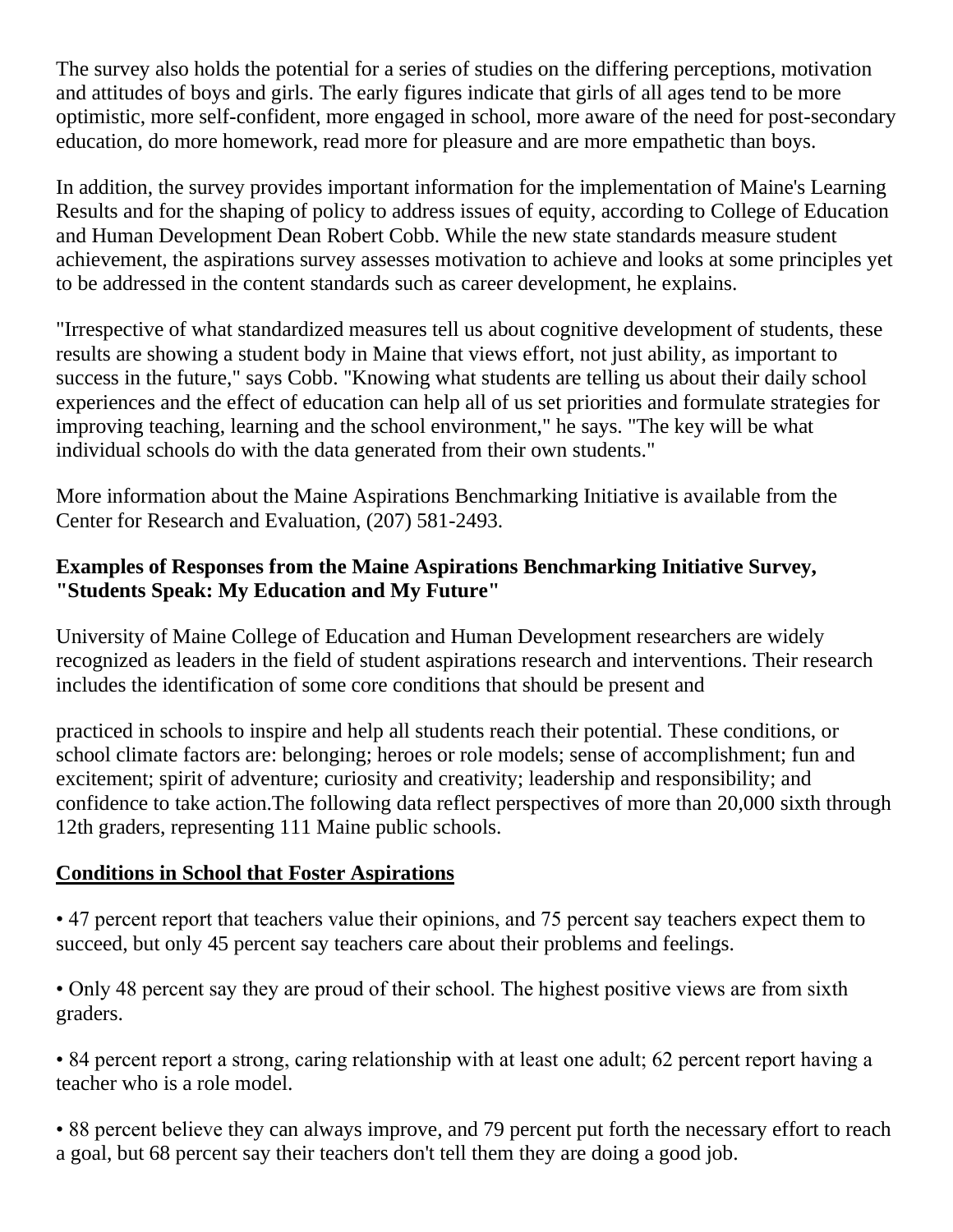The survey also holds the potential for a series of studies on the differing perceptions, motivation and attitudes of boys and girls. The early figures indicate that girls of all ages tend to be more optimistic, more self-confident, more engaged in school, more aware of the need for post-secondary education, do more homework, read more for pleasure and are more empathetic than boys.

In addition, the survey provides important information for the implementation of Maine's Learning Results and for the shaping of policy to address issues of equity, according to College of Education and Human Development Dean Robert Cobb. While the new state standards measure student achievement, the aspirations survey assesses motivation to achieve and looks at some principles yet to be addressed in the content standards such as career development, he explains.

"Irrespective of what standardized measures tell us about cognitive development of students, these results are showing a student body in Maine that views effort, not just ability, as important to success in the future," says Cobb. "Knowing what students are telling us about their daily school experiences and the effect of education can help all of us set priorities and formulate strategies for improving teaching, learning and the school environment," he says. "The key will be what individual schools do with the data generated from their own students."

More information about the Maine Aspirations Benchmarking Initiative is available from the Center for Research and Evaluation, (207) 581-2493.

**Examples of Responses from the Maine Aspirations Benchmarking Initiative Survey, "Students Speak: My Education and My Future"**

University of Maine College of Education and Human Development researchers are widely recognized as leaders in the field of student aspirations research and interventions. Their research includes the identification of some core conditions that should be present and

practiced in schools to inspire and help all students reach their potential. These conditions, or school climate factors are: belonging; heroes or role models; sense of accomplishment; fun and excitement; spirit of adventure; curiosity and creativity; leadership and responsibility; and confidence to take action.The following data reflect perspectives of more than 20,000 sixth through 12th graders, representing 111 Maine public schools.

**<u>Conditions in School that Foster Aspirations</u>**

• 47 percent report that teachers value their opinions, and 75 percent say teachers expect them to succeed, but only 45 percent say teachers care about their problems and feelings.

• Only 48 percent say they are proud of their school. The highest positive views are from sixth graders.

• 84 percent report a strong, caring relationship with at least one adult; 62 percent report having a teacher who is a role model.

• 88 percent believe they can always improve, and 79 percent put forth the necessary effort to reach a goal, but 68 percent say their teachers don't tell them they are doing a good job.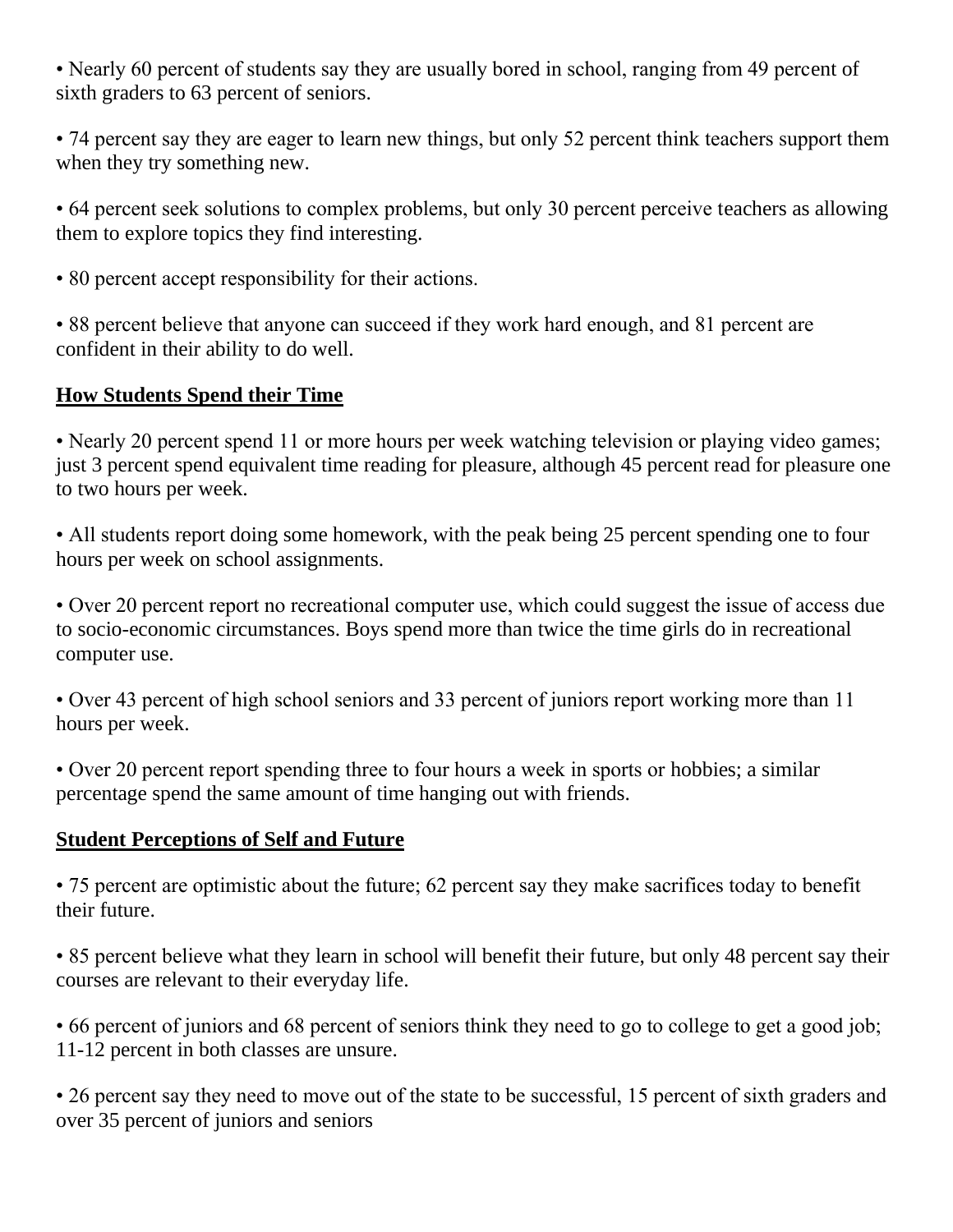- Nearly 60 percent of students say they are usually bored in school, ranging from 49 percent of sixth graders to 63 percent of seniors.
- 74 percent say they are eager to learn new things, but only 52 percent think teachers support them when they try something new.
- 64 percent seek solutions to complex problems, but only 30 percent perceive teachers as allowing them to explore topics they find interesting.
- 80 percent accept responsibility for their actions.
- 88 percent believe that anyone can succeed if they work hard enough, and 81 percent are confident in their ability to do well.

**How Students Spend their Time**

- Nearly 20 percent spend 11 or more hours per week watching television or playing video games; just 3 percent spend equivalent time reading for pleasure, although 45 percent read for pleasure one to two hours per week.
- All students report doing some homework, with the peak being 25 percent spending one to four hours per week on school assignments.
- Over 20 percent report no recreational computer use, which could suggest the issue of access due to socio-economic circumstances. Boys spend more than twice the time girls do in recreational computer use.
- Over 43 percent of high school seniors and 33 percent of juniors report working more than 11 hours per week.
- Over 20 percent report spending three to four hours a week in sports or hobbies; a similar percentage spend the same amount of time hanging out with friends.

**Student Perceptions of Self and Future**

- 75 percent are optimistic about the future; 62 percent say they make sacrifices today to benefit their future.
- 85 percent believe what they learn in school will benefit their future, but only 48 percent say their courses are relevant to their everyday life.
- 66 percent of juniors and 68 percent of seniors think they need to go to college to get a good job; 11-12 percent in both classes are unsure.
- 26 percent say they need to move out of the state to be successful, 15 percent of sixth graders and over 35 percent of juniors and seniors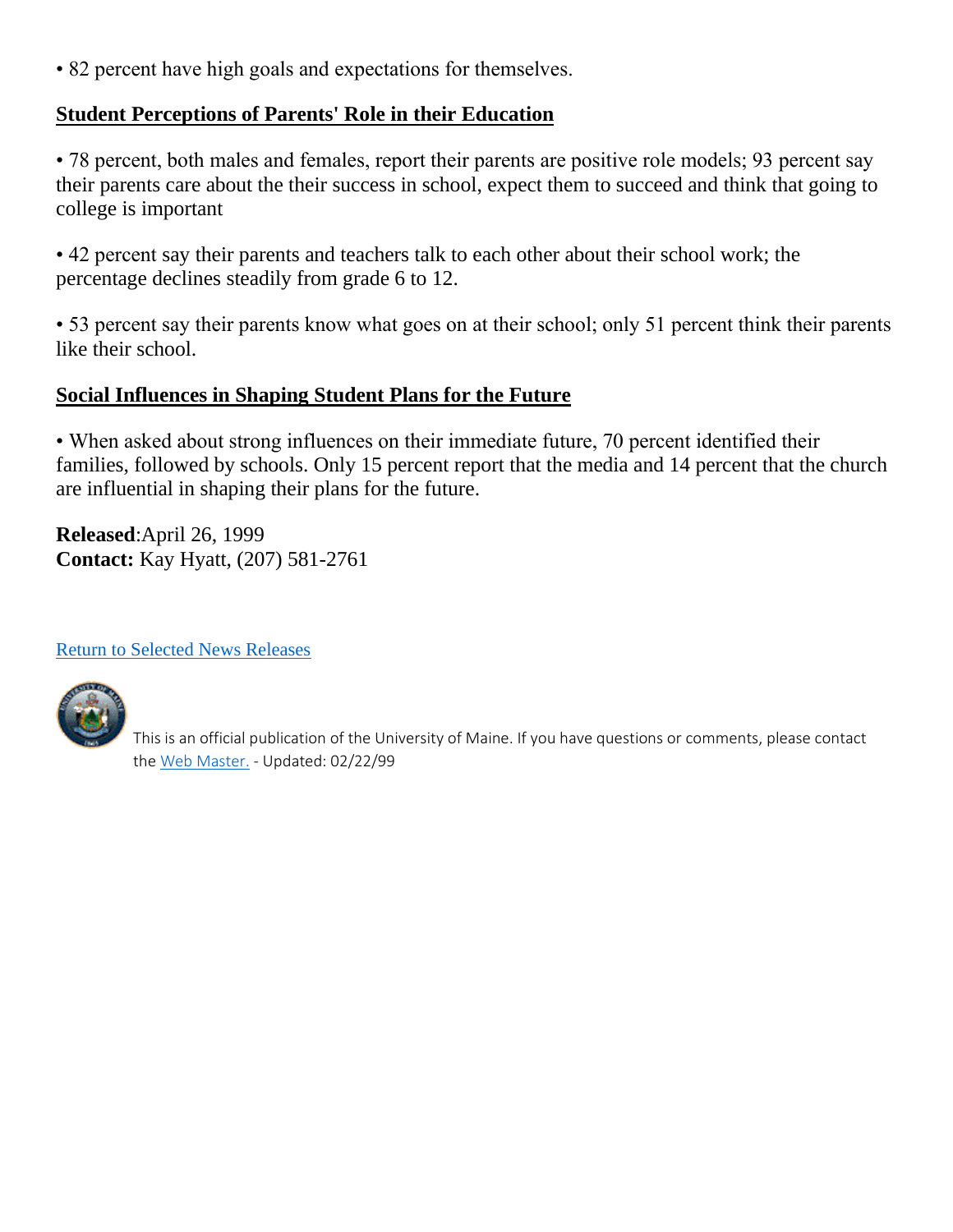• 82 percent have high goals and expectations for themselves.

## Student Perceptions of Parents' Role in their Education

• 78 percent, both males and females, report their parents are positive role models; 93 percent say their parents care about the their success in school, expect them to succeed and think that going to college is important

• 42 percent say their parents and teachers talk to each other about their school work; the percentage declines steadily from grade 6 to 12.

• 53 percent say their parents know what goes on at their school; only 51 percent think their parents like their school.

## Social Influences in Shaping Student Plans for the Future

• When asked about strong influences on their immediate future, 70 percent identified their families, followed by schools. Only 15 percent report that the media and 14 percent that the church are influential in shaping their plans for the future.

**Released**:April 26, 1999
**Contact:** Kay Hyatt, (207) 581-2761

Return to Selected News Releases

This is an official publication of the University of Maine. If you have questions or comments, please contact the Web Master. - Updated: 02/22/99